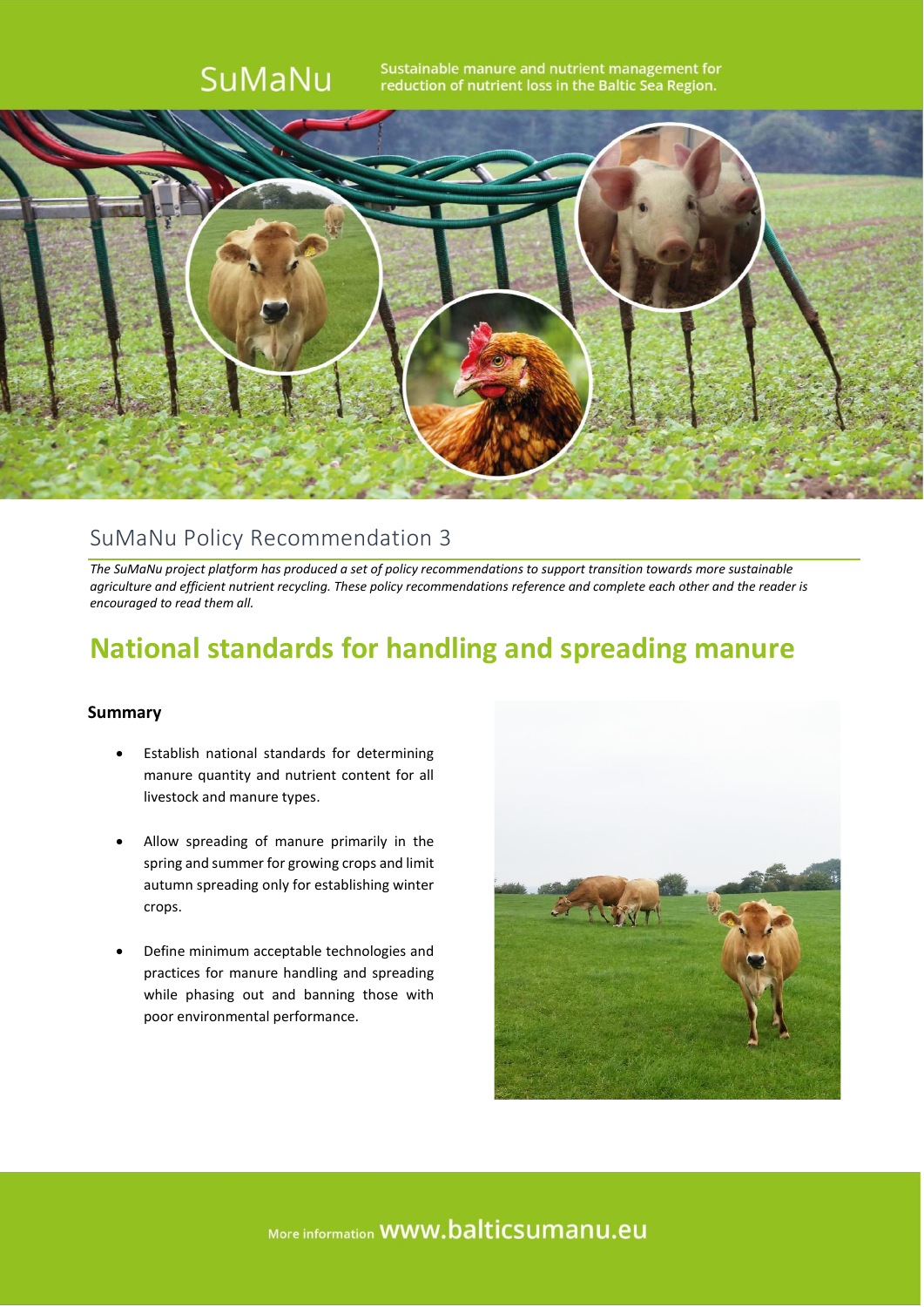SuMaNu

Sustainable manure and nutrient management for reduction of nutrient loss in the Baltic Sea Region.

## SuMaNu Policy Recommendation 3

*The SuMaNu project platform has produced a set of policy recommendations to support transition towards more sustainable agriculture and efficient nutrient recycling. These policy recommendations reference and complete each other and the reader is encouraged to read them all.*

# National standards for handling and spreading manure

### Summary

- Establish national standards for determining manure quantity and nutrient content for all livestock and manure types.
- Allow spreading of manure primarily in the spring and summer for growing crops and limit autumn spreading only for establishing winter crops.
- Define minimum acceptable technologies and practices for manure handling and spreading while phasing out and banning those with poor environmental performance.

More information www.balticsumanu.eu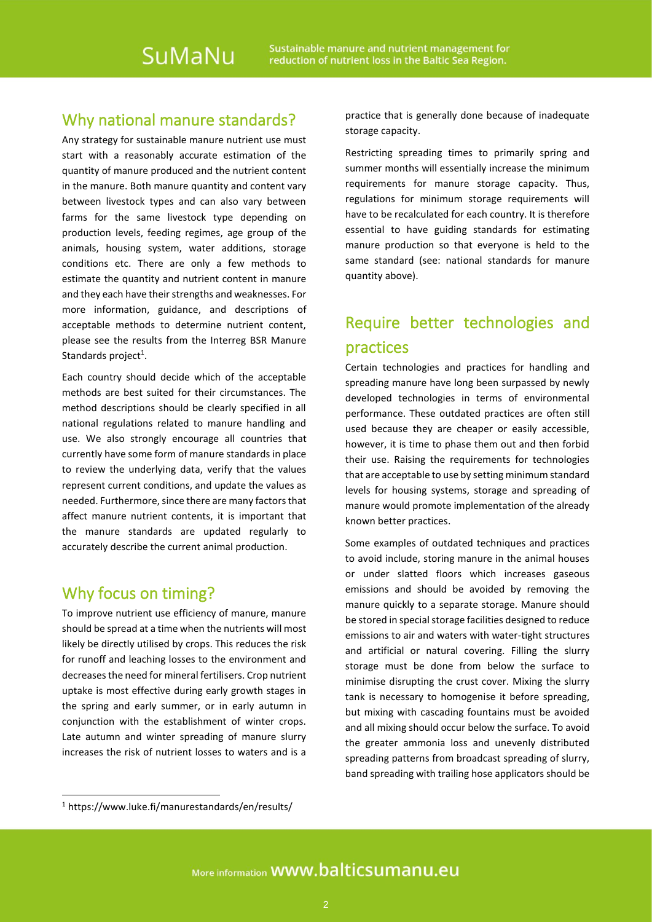## Why national manure standards?

Any strategy for sustainable manure nutrient use must start with a reasonably accurate estimation of the quantity of manure produced and the nutrient content in the manure. Both manure quantity and content vary between livestock types and can also vary between farms for the same livestock type depending on production levels, feeding regimes, age group of the animals, housing system, water additions, storage conditions etc. There are only a few methods to estimate the quantity and nutrient content in manure and they each have their strengths and weaknesses. For more information, guidance, and descriptions of acceptable methods to determine nutrient content, please see the results from the Interreg BSR Manure Standards project[1].

Each country should decide which of the acceptable methods are best suited for their circumstances. The method descriptions should be clearly specified in all national regulations related to manure handling and use. We also strongly encourage all countries that currently have some form of manure standards in place to review the underlying data, verify that the values represent current conditions, and update the values as needed. Furthermore, since there are many factors that affect manure nutrient contents, it is important that the manure standards are updated regularly to accurately describe the current animal production.

## Why focus on timing?

To improve nutrient use efficiency of manure, manure should be spread at a time when the nutrients will most likely be directly utilised by crops. This reduces the risk for runoff and leaching losses to the environment and decreases the need for mineral fertilisers. Crop nutrient uptake is most effective during early growth stages in the spring and early summer, or in early autumn in conjunction with the establishment of winter crops. Late autumn and winter spreading of manure slurry increases the risk of nutrient losses to waters and is a practice that is generally done because of inadequate storage capacity.

Restricting spreading times to primarily spring and summer months will essentially increase the minimum requirements for manure storage capacity. Thus, regulations for minimum storage requirements will have to be recalculated for each country. It is therefore essential to have guiding standards for estimating manure production so that everyone is held to the same standard (see: national standards for manure quantity above).

## Require better technologies and practices

Certain technologies and practices for handling and spreading manure have long been surpassed by newly developed technologies in terms of environmental performance. These outdated practices are often still used because they are cheaper or easily accessible, however, it is time to phase them out and then forbid their use. Raising the requirements for technologies that are acceptable to use by setting minimum standard levels for housing systems, storage and spreading of manure would promote implementation of the already known better practices.

Some examples of outdated techniques and practices to avoid include, storing manure in the animal houses or under slatted floors which increases gaseous emissions and should be avoided by removing the manure quickly to a separate storage. Manure should be stored in special storage facilities designed to reduce emissions to air and waters with water-tight structures and artificial or natural covering. Filling the slurry storage must be done from below the surface to minimise disrupting the crust cover. Mixing the slurry tank is necessary to homogenise it before spreading, but mixing with cascading fountains must be avoided and all mixing should occur below the surface. To avoid the greater ammonia loss and unevenly distributed spreading patterns from broadcast spreading of slurry, band spreading with trailing hose applicators should be

[1] https://www.luke.fi/manurestandards/en/results/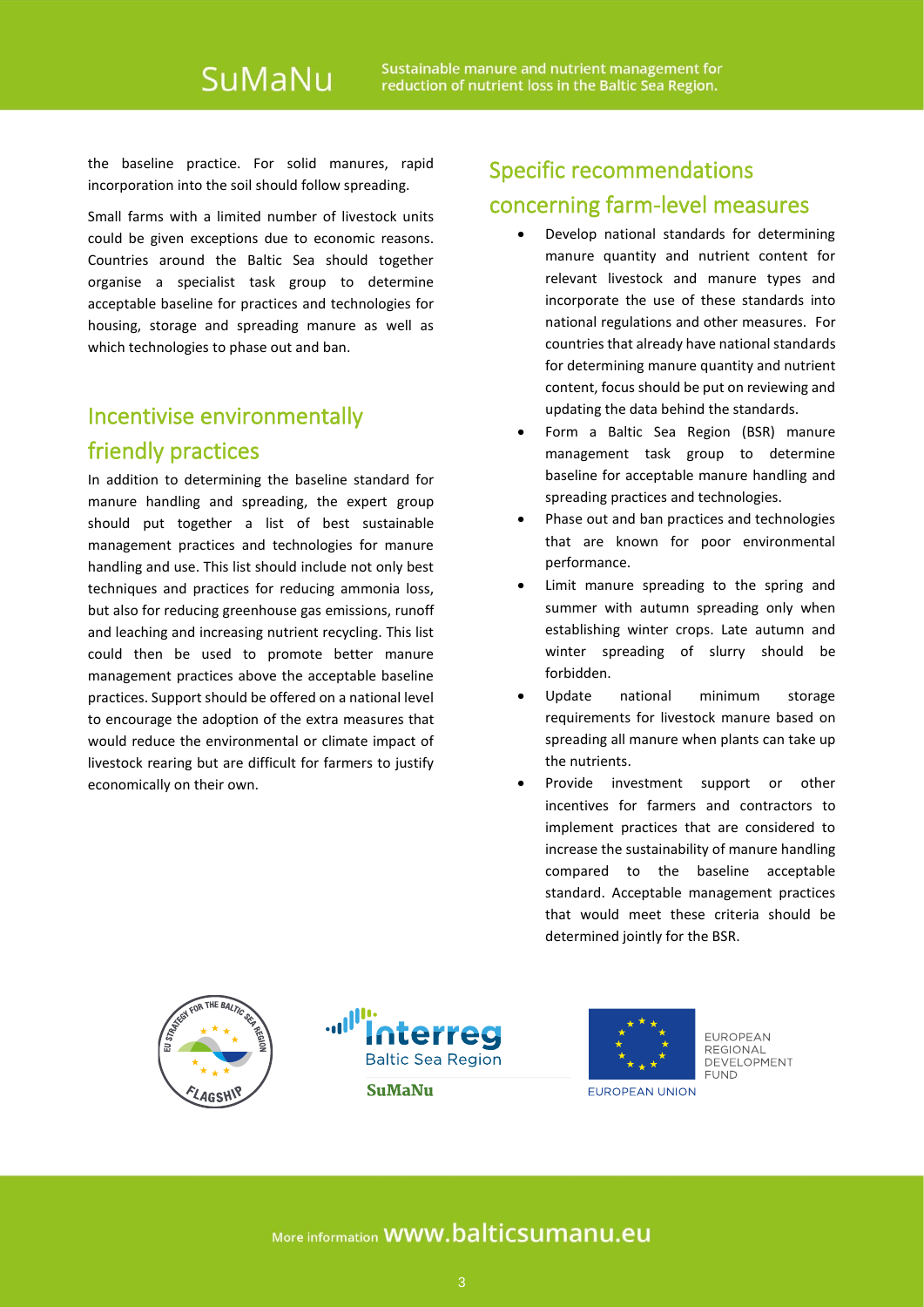the baseline practice. For solid manures, rapid incorporation into the soil should follow spreading.

Small farms with a limited number of livestock units could be given exceptions due to economic reasons. Countries around the Baltic Sea should together organise a specialist task group to determine acceptable baseline for practices and technologies for housing, storage and spreading manure as well as which technologies to phase out and ban.

## Incentivise environmentally friendly practices

In addition to determining the baseline standard for manure handling and spreading, the expert group should put together a list of best sustainable management practices and technologies for manure handling and use. This list should include not only best techniques and practices for reducing ammonia loss, but also for reducing greenhouse gas emissions, runoff and leaching and increasing nutrient recycling. This list could then be used to promote better manure management practices above the acceptable baseline practices. Support should be offered on a national level to encourage the adoption of the extra measures that would reduce the environmental or climate impact of livestock rearing but are difficult for farmers to justify economically on their own.

## Specific recommendations concerning farm-level measures

- Develop national standards for determining manure quantity and nutrient content for relevant livestock and manure types and incorporate the use of these standards into national regulations and other measures. For countries that already have national standards for determining manure quantity and nutrient content, focus should be put on reviewing and updating the data behind the standards.
- Form a Baltic Sea Region (BSR) manure management task group to determine baseline for acceptable manure handling and spreading practices and technologies.
- Phase out and ban practices and technologies that are known for poor environmental performance.
- Limit manure spreading to the spring and summer with autumn spreading only when establishing winter crops. Late autumn and winter spreading of slurry should be forbidden.
- Update national minimum storage requirements for livestock manure based on spreading all manure when plants can take up the nutrients.
- Provide investment support or other incentives for farmers and contractors to implement practices that are considered to increase the sustainability of manure handling compared to the baseline acceptable standard. Acceptable management practices that would meet these criteria should be determined jointly for the BSR.

EU STRATEGY FOR THE BALTIC SEA REGION FLAGSHIP

Interreg Baltic Sea Region

SuMaNu

EUROPEAN UNION

EUROPEAN REGIONAL DEVELOPMENT FUND

More information www.balticsumanu.eu